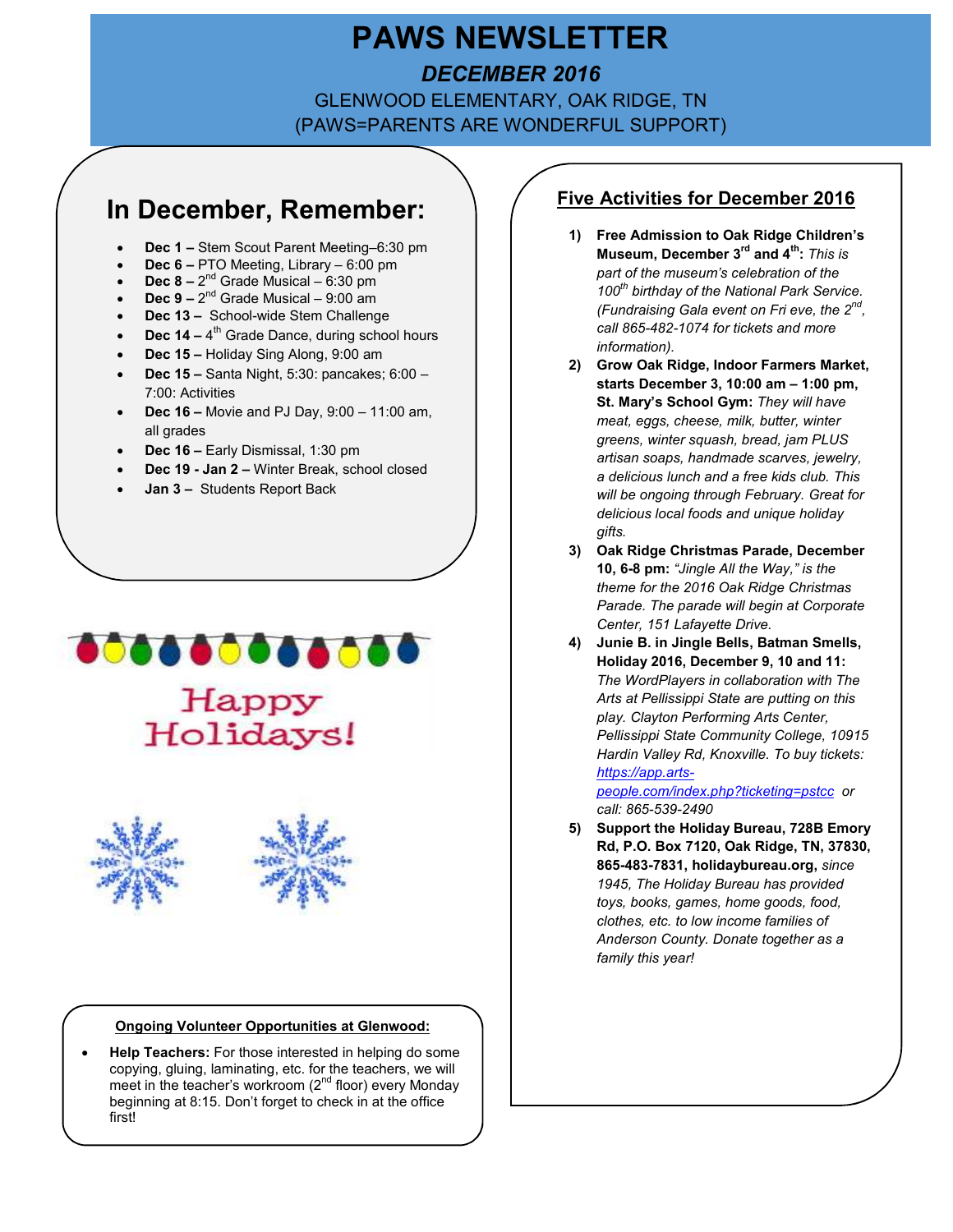# PAWS NEWSLETTER

## *DECEMBER 2016*

GLENWOOD ELEMENTARY, OAK RIDGE, TN

(PAWS=PARENTS ARE WONDERFUL SUPPORT)

## In December, Remember:

- **Dec 1 –** Stem Scout Parent Meeting–6:30 pm
- **Dec 6 –** PTO Meeting, Library – 6:00 pm
- **Dec 8 –** 2nd Grade Musical – 6:30 pm
- **Dec 9 –** 2nd Grade Musical – 9:00 am
- **Dec 13 –** School-wide Stem Challenge
- **Dec 14 –** 4th Grade Dance, during school hours
- **Dec 15 –** Holiday Sing Along, 9:00 am
- **Dec 15 –** Santa Night, 5:30: pancakes; 6:00 – 7:00: Activities
- **Dec 16 –** Movie and PJ Day, 9:00 – 11:00 am, all grades
- **Dec 16 –** Early Dismissal, 1:30 pm
- **Dec 19 - Jan 2 –** Winter Break, school closed
- **Jan 3 –** Students Report Back

Happy Holidays!

**Ongoing Volunteer Opportunities at Glenwood:**

- **Help Teachers:** For those interested in helping do some copying, gluing, laminating, etc. for the teachers, we will meet in the teacher's workroom (2nd floor) every Monday beginning at 8:15. Don't forget to check in at the office first!

## Five Activities for December 2016

1) **Free Admission to Oak Ridge Children's Museum, December 3rd and 4th:** *This is part of the museum's celebration of the 100th birthday of the National Park Service. (Fundraising Gala event on Fri eve, the 2nd, call 865-482-1074 for tickets and more information).*
2) **Grow Oak Ridge, Indoor Farmers Market, starts December 3, 10:00 am – 1:00 pm, St. Mary's School Gym:** *They will have meat, eggs, cheese, milk, butter, winter greens, winter squash, bread, jam PLUS artisan soaps, handmade scarves, jewelry, a delicious lunch and a free kids club. This will be ongoing through February. Great for delicious local foods and unique holiday gifts.*
3) **Oak Ridge Christmas Parade, December 10, 6-8 pm:** *"Jingle All the Way," is the theme for the 2016 Oak Ridge Christmas Parade. The parade will begin at Corporate Center, 151 Lafayette Drive.*
4) **Junie B. in Jingle Bells, Batman Smells, Holiday 2016, December 9, 10 and 11:** *The WordPlayers in collaboration with The Arts at Pellissippi State are putting on this play. Clayton Performing Arts Center, Pellissippi State Community College, 10915 Hardin Valley Rd, Knoxville. To buy tickets: https://app.arts-people.com/index.php?ticketing=pstcc or call: 865-539-2490*
5) **Support the Holiday Bureau, 728B Emory Rd, P.O. Box 7120, Oak Ridge, TN, 37830, 865-483-7831, holidaybureau.org,** *since 1945, The Holiday Bureau has provided toys, books, games, home goods, food, clothes, etc. to low income families of Anderson County. Donate together as a family this year!*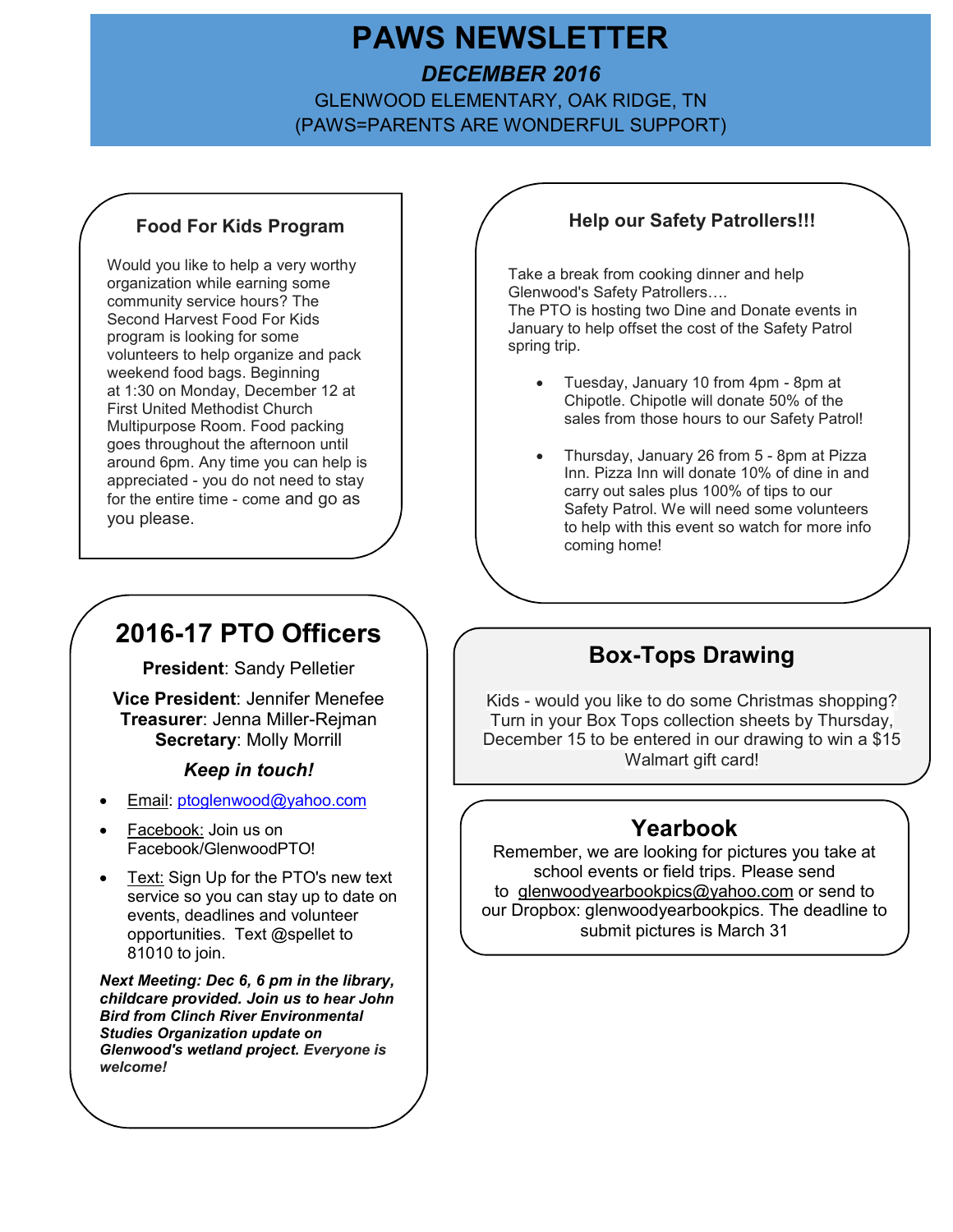# PAWS NEWSLETTER

***DECEMBER 2016***

GLENWOOD ELEMENTARY, OAK RIDGE, TN

(PAWS=PARENTS ARE WONDERFUL SUPPORT)

### Food For Kids Program

Would you like to help a very worthy organization while earning some community service hours? The Second Harvest Food For Kids program is looking for some volunteers to help organize and pack weekend food bags. Beginning at 1:30 on Monday, December 12 at First United Methodist Church Multipurpose Room. Food packing goes throughout the afternoon until around 6pm. Any time you can help is appreciated - you do not need to stay for the entire time - come and go as you please.

## 2016-17 PTO Officers

**President**: Sandy Pelletier

**Vice President**: Jennifer Menefee
**Treasurer**: Jenna Miller-Rejman
**Secretary**: Molly Morrill

***Keep in touch!***

- Email: ptoglenwood@yahoo.com
- Facebook: Join us on Facebook/GlenwoodPTO!
- Text: Sign Up for the PTO's new text service so you can stay up to date on events, deadlines and volunteer opportunities. Text @spellet to 81010 to join.

***Next Meeting: Dec 6, 6 pm in the library, childcare provided. Join us to hear John Bird from Clinch River Environmental Studies Organization update on Glenwood's wetland project. Everyone is welcome!***

### Help our Safety Patrollers!!!

Take a break from cooking dinner and help Glenwood's Safety Patrollers….
The PTO is hosting two Dine and Donate events in January to help offset the cost of the Safety Patrol spring trip.

- Tuesday, January 10 from 4pm - 8pm at Chipotle. Chipotle will donate 50% of the sales from those hours to our Safety Patrol!
- Thursday, January 26 from 5 - 8pm at Pizza Inn. Pizza Inn will donate 10% of dine in and carry out sales plus 100% of tips to our Safety Patrol. We will need some volunteers to help with this event so watch for more info coming home!

## Box-Tops Drawing

Kids - would you like to do some Christmas shopping? Turn in your Box Tops collection sheets by Thursday, December 15 to be entered in our drawing to win a $15 Walmart gift card!

## Yearbook

Remember, we are looking for pictures you take at school events or field trips. Please send to glenwoodyearbookpics@yahoo.com or send to our Dropbox: glenwoodyearbookpics. The deadline to submit pictures is March 31